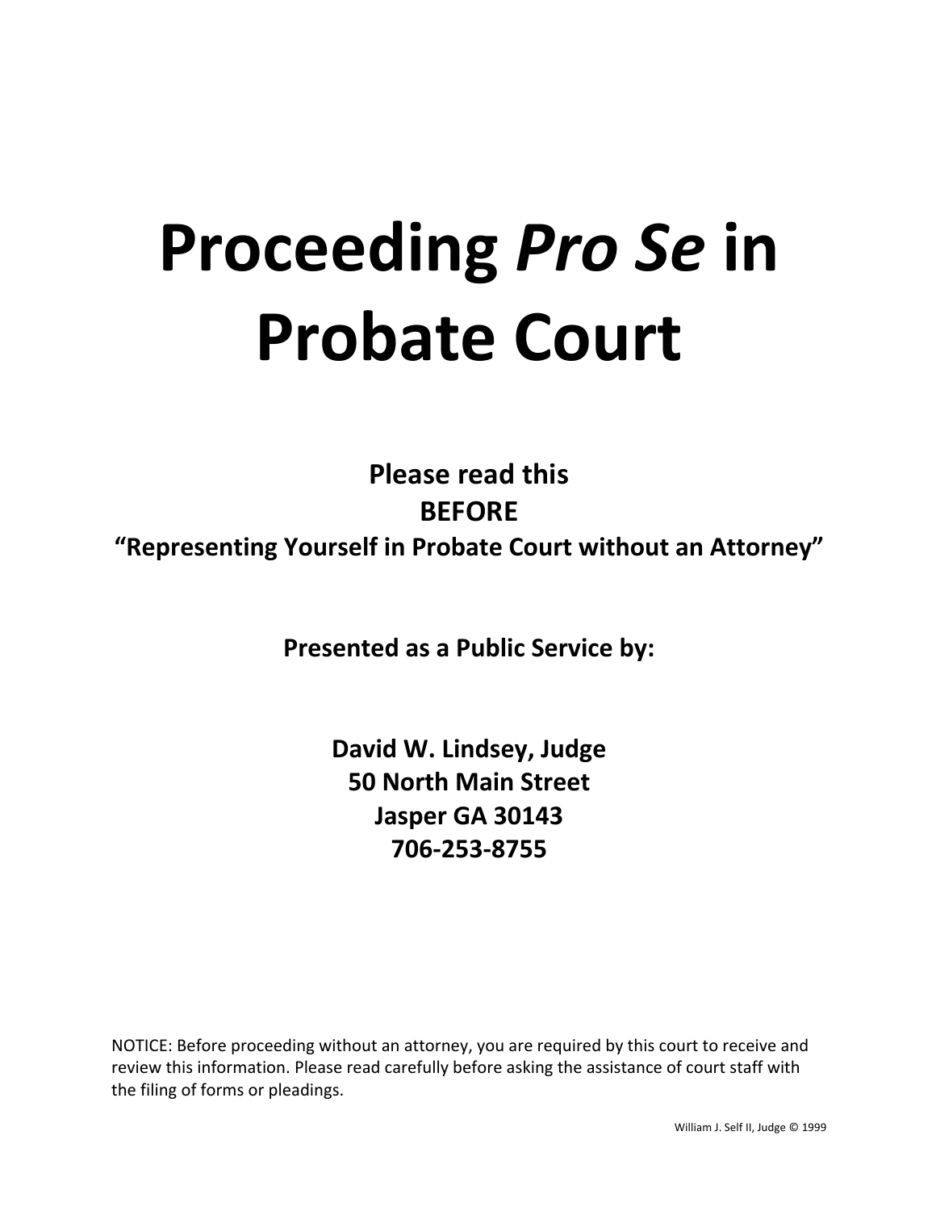# Proceeding *Pro Se* in Probate Court

**Please read this**
**BEFORE**
**"Representing Yourself in Probate Court without an Attorney"**

**Presented as a Public Service by:**

**David W. Lindsey, Judge**
**50 North Main Street**
**Jasper GA 30143**
**706-253-8755**

NOTICE: Before proceeding without an attorney, you are required by this court to receive and review this information. Please read carefully before asking the assistance of court staff with the filing of forms or pleadings.

William J. Self II, Judge © 1999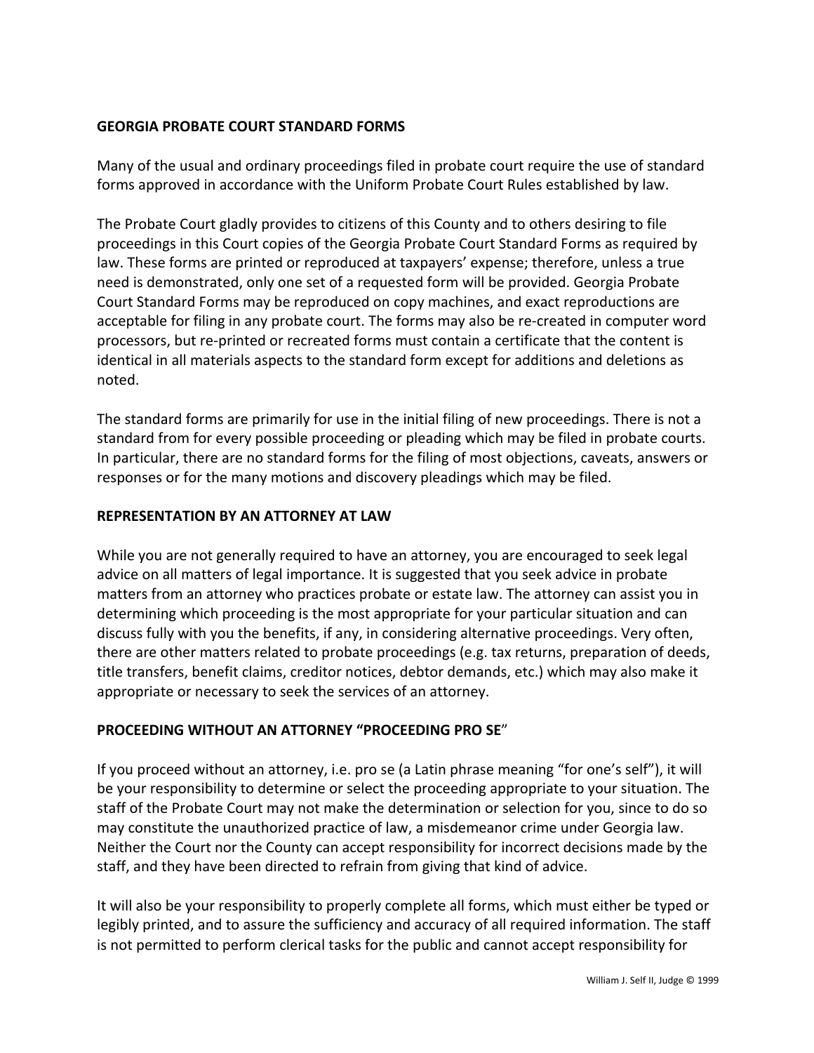**GEORGIA PROBATE COURT STANDARD FORMS**

Many of the usual and ordinary proceedings filed in probate court require the use of standard forms approved in accordance with the Uniform Probate Court Rules established by law.

The Probate Court gladly provides to citizens of this County and to others desiring to file proceedings in this Court copies of the Georgia Probate Court Standard Forms as required by law. These forms are printed or reproduced at taxpayers' expense; therefore, unless a true need is demonstrated, only one set of a requested form will be provided. Georgia Probate Court Standard Forms may be reproduced on copy machines, and exact reproductions are acceptable for filing in any probate court. The forms may also be re-created in computer word processors, but re-printed or recreated forms must contain a certificate that the content is identical in all materials aspects to the standard form except for additions and deletions as noted.

The standard forms are primarily for use in the initial filing of new proceedings. There is not a standard from for every possible proceeding or pleading which may be filed in probate courts. In particular, there are no standard forms for the filing of most objections, caveats, answers or responses or for the many motions and discovery pleadings which may be filed.

**REPRESENTATION BY AN ATTORNEY AT LAW**

While you are not generally required to have an attorney, you are encouraged to seek legal advice on all matters of legal importance. It is suggested that you seek advice in probate matters from an attorney who practices probate or estate law. The attorney can assist you in determining which proceeding is the most appropriate for your particular situation and can discuss fully with you the benefits, if any, in considering alternative proceedings. Very often, there are other matters related to probate proceedings (e.g. tax returns, preparation of deeds, title transfers, benefit claims, creditor notices, debtor demands, etc.) which may also make it appropriate or necessary to seek the services of an attorney.

**PROCEEDING WITHOUT AN ATTORNEY "PROCEEDING PRO SE"**

If you proceed without an attorney, i.e. pro se (a Latin phrase meaning "for one's self"), it will be your responsibility to determine or select the proceeding appropriate to your situation. The staff of the Probate Court may not make the determination or selection for you, since to do so may constitute the unauthorized practice of law, a misdemeanor crime under Georgia law. Neither the Court nor the County can accept responsibility for incorrect decisions made by the staff, and they have been directed to refrain from giving that kind of advice.

It will also be your responsibility to properly complete all forms, which must either be typed or legibly printed, and to assure the sufficiency and accuracy of all required information. The staff is not permitted to perform clerical tasks for the public and cannot accept responsibility for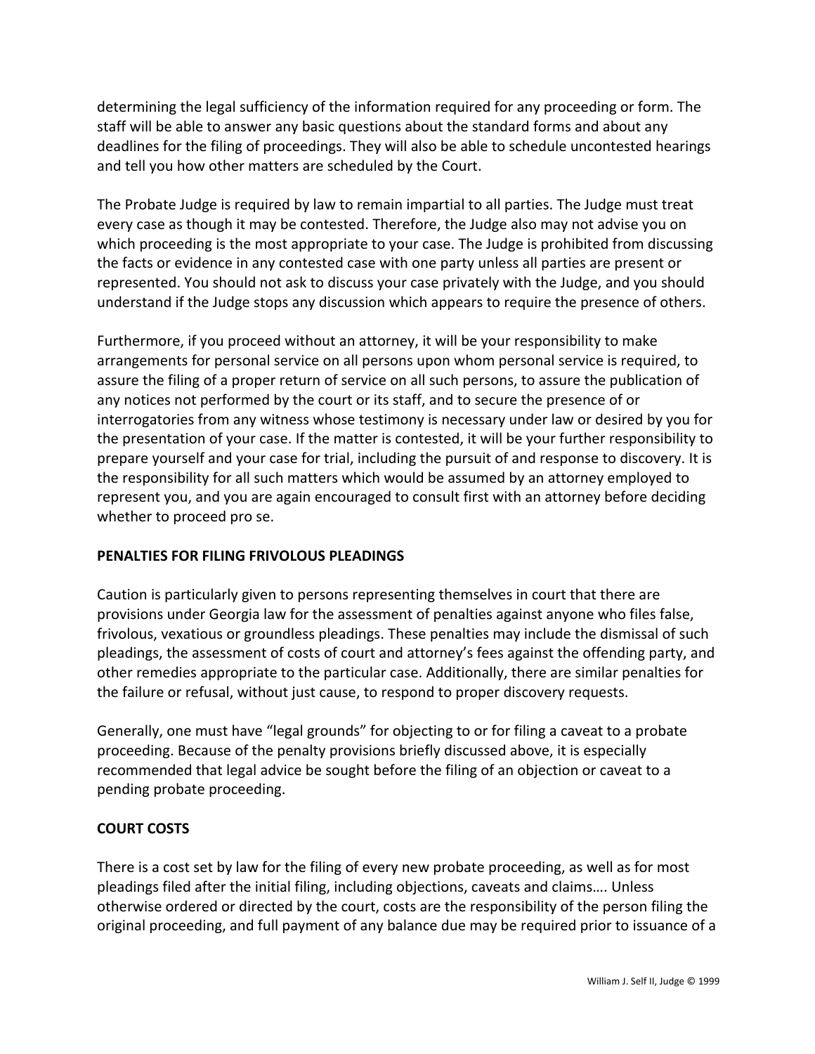determining the legal sufficiency of the information required for any proceeding or form. The staff will be able to answer any basic questions about the standard forms and about any deadlines for the filing of proceedings. They will also be able to schedule uncontested hearings and tell you how other matters are scheduled by the Court.

The Probate Judge is required by law to remain impartial to all parties. The Judge must treat every case as though it may be contested. Therefore, the Judge also may not advise you on which proceeding is the most appropriate to your case. The Judge is prohibited from discussing the facts or evidence in any contested case with one party unless all parties are present or represented. You should not ask to discuss your case privately with the Judge, and you should understand if the Judge stops any discussion which appears to require the presence of others.

Furthermore, if you proceed without an attorney, it will be your responsibility to make arrangements for personal service on all persons upon whom personal service is required, to assure the filing of a proper return of service on all such persons, to assure the publication of any notices not performed by the court or its staff, and to secure the presence of or interrogatories from any witness whose testimony is necessary under law or desired by you for the presentation of your case. If the matter is contested, it will be your further responsibility to prepare yourself and your case for trial, including the pursuit of and response to discovery. It is the responsibility for all such matters which would be assumed by an attorney employed to represent you, and you are again encouraged to consult first with an attorney before deciding whether to proceed pro se.

**PENALTIES FOR FILING FRIVOLOUS PLEADINGS**

Caution is particularly given to persons representing themselves in court that there are provisions under Georgia law for the assessment of penalties against anyone who files false, frivolous, vexatious or groundless pleadings. These penalties may include the dismissal of such pleadings, the assessment of costs of court and attorney's fees against the offending party, and other remedies appropriate to the particular case. Additionally, there are similar penalties for the failure or refusal, without just cause, to respond to proper discovery requests.

Generally, one must have "legal grounds" for objecting to or for filing a caveat to a probate proceeding. Because of the penalty provisions briefly discussed above, it is especially recommended that legal advice be sought before the filing of an objection or caveat to a pending probate proceeding.

**COURT COSTS**

There is a cost set by law for the filing of every new probate proceeding, as well as for most pleadings filed after the initial filing, including objections, caveats and claims…. Unless otherwise ordered or directed by the court, costs are the responsibility of the person filing the original proceeding, and full payment of any balance due may be required prior to issuance of a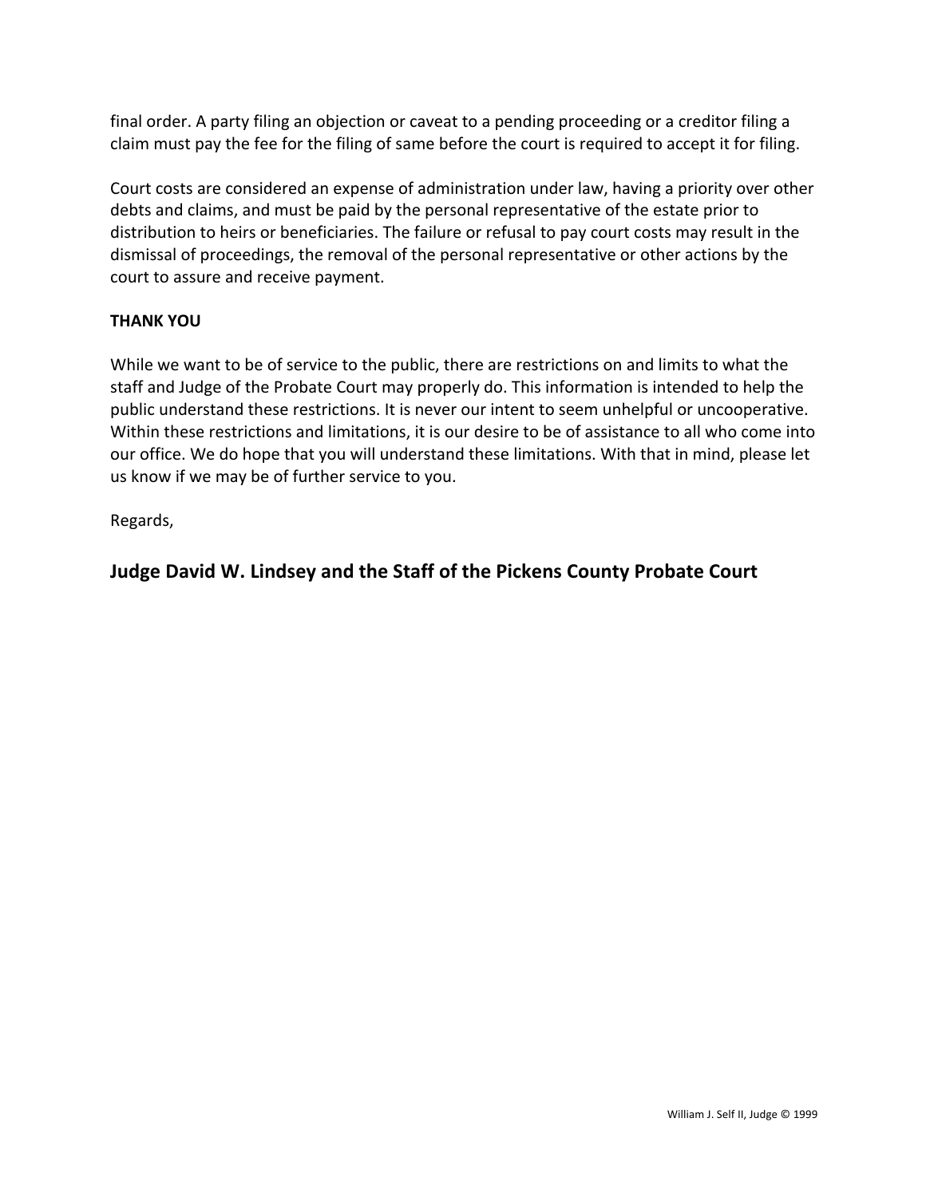final order. A party filing an objection or caveat to a pending proceeding or a creditor filing a claim must pay the fee for the filing of same before the court is required to accept it for filing.

Court costs are considered an expense of administration under law, having a priority over other debts and claims, and must be paid by the personal representative of the estate prior to distribution to heirs or beneficiaries. The failure or refusal to pay court costs may result in the dismissal of proceedings, the removal of the personal representative or other actions by the court to assure and receive payment.

**THANK YOU**

While we want to be of service to the public, there are restrictions on and limits to what the staff and Judge of the Probate Court may properly do. This information is intended to help the public understand these restrictions. It is never our intent to seem unhelpful or uncooperative. Within these restrictions and limitations, it is our desire to be of assistance to all who come into our office. We do hope that you will understand these limitations. With that in mind, please let us know if we may be of further service to you.

Regards,

**Judge David W. Lindsey and the Staff of the Pickens County Probate Court**

William J. Self II, Judge © 1999